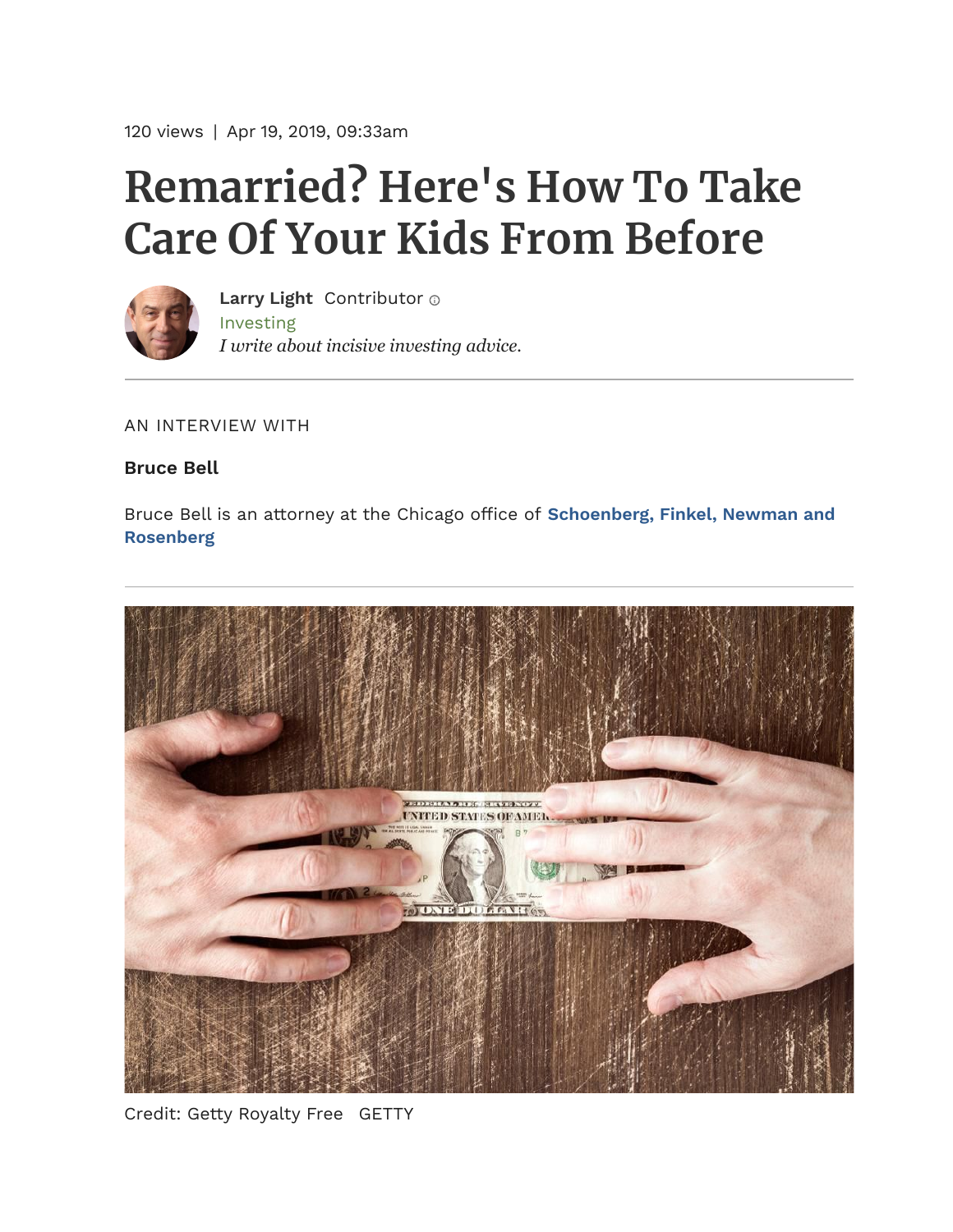120 views | Apr 19, 2019, 09:33am

# Remarried? Here's How To Take Care Of Your Kids From Before

**Larry Light** Contributor

Investing

*I write about incisive investing advice.*

AN INTERVIEW WITH

**Bruce Bell**

Bruce Bell is an attorney at the Chicago office of **Schoenberg, Finkel, Newman and Rosenberg**

Credit: Getty Royalty Free GETTY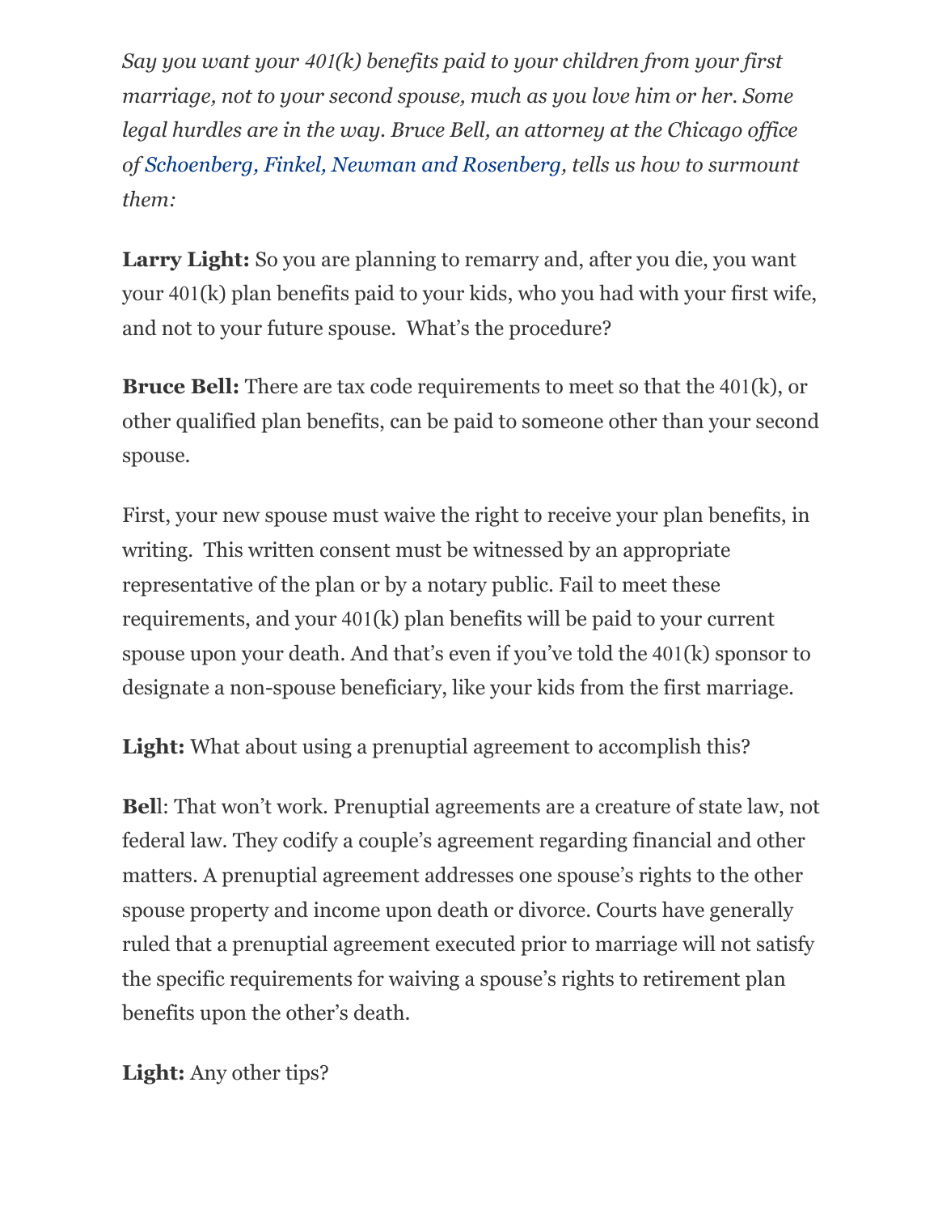*Say you want your 401(k) benefits paid to your children from your first marriage, not to your second spouse, much as you love him or her. Some legal hurdles are in the way. Bruce Bell, an attorney at the Chicago office of Schoenberg, Finkel, Newman and Rosenberg, tells us how to surmount them:*

**Larry Light:** So you are planning to remarry and, after you die, you want your 401(k) plan benefits paid to your kids, who you had with your first wife, and not to your future spouse. What's the procedure?

**Bruce Bell:** There are tax code requirements to meet so that the 401(k), or other qualified plan benefits, can be paid to someone other than your second spouse.

First, your new spouse must waive the right to receive your plan benefits, in writing. This written consent must be witnessed by an appropriate representative of the plan or by a notary public. Fail to meet these requirements, and your 401(k) plan benefits will be paid to your current spouse upon your death. And that's even if you've told the 401(k) sponsor to designate a non-spouse beneficiary, like your kids from the first marriage.

**Light:** What about using a prenuptial agreement to accomplish this?

**Bel**l: That won't work. Prenuptial agreements are a creature of state law, not federal law. They codify a couple's agreement regarding financial and other matters. A prenuptial agreement addresses one spouse's rights to the other spouse property and income upon death or divorce. Courts have generally ruled that a prenuptial agreement executed prior to marriage will not satisfy the specific requirements for waiving a spouse's rights to retirement plan benefits upon the other's death.

**Light:** Any other tips?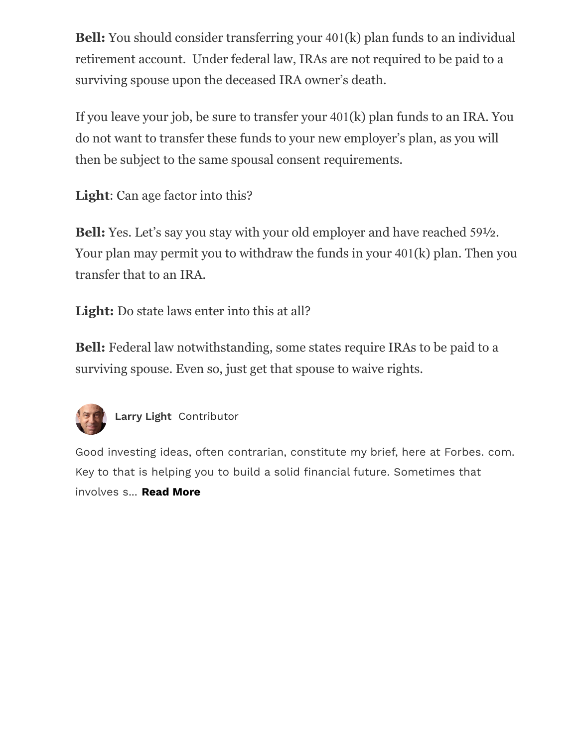**Bell:** You should consider transferring your 401(k) plan funds to an individual retirement account. Under federal law, IRAs are not required to be paid to a surviving spouse upon the deceased IRA owner's death.

If you leave your job, be sure to transfer your 401(k) plan funds to an IRA. You do not want to transfer these funds to your new employer's plan, as you will then be subject to the same spousal consent requirements.

**Light**: Can age factor into this?

**Bell:** Yes. Let's say you stay with your old employer and have reached 59½. Your plan may permit you to withdraw the funds in your 401(k) plan. Then you transfer that to an IRA.

**Light:** Do state laws enter into this at all?

**Bell:** Federal law notwithstanding, some states require IRAs to be paid to a surviving spouse. Even so, just get that spouse to waive rights.

**Larry Light** Contributor

Good investing ideas, often contrarian, constitute my brief, here at Forbes. com. Key to that is helping you to build a solid financial future. Sometimes that involves s... **Read More**